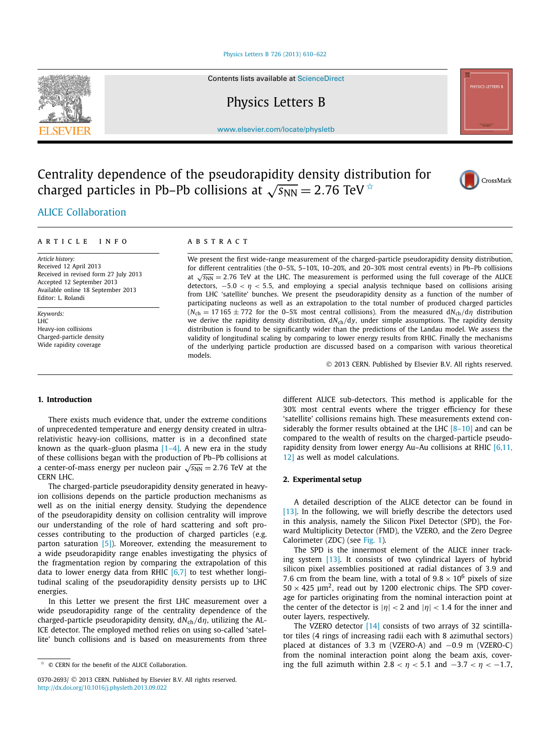# Centrality dependence of the pseudorapidity density distribution for charged particles in Pb–Pb collisions at $\sqrt{s_{NN}} = 2.76$ TeV ☆

ALICE Collaboration

## ARTICLE INFO

*Article history:*
Received 12 April 2013
Received in revised form 27 July 2013
Accepted 12 September 2013
Available online 18 September 2013
Editor: L. Rolandi

*Keywords:*
LHC
Heavy-ion collisions
Charged-particle density
Wide rapidity coverage

## ABSTRACT

We present the first wide-range measurement of the charged-particle pseudorapidity density distribution, for different centralities (the 0–5%, 5–10%, 10–20%, and 20–30% most central events) in Pb–Pb collisions at $\sqrt{s_{NN}} = 2.76$ TeV at the LHC. The measurement is performed using the full coverage of the ALICE detectors, $-5.0 < \eta < 5.5$, and employing a special analysis technique based on collisions arising from LHC 'satellite' bunches. We present the pseudorapidity density as a function of the number of participating nucleons as well as an extrapolation to the total number of produced charged particles ($N_{ch} = 17\,165 \pm 772$ for the 0–5% most central collisions). From the measured $dN_{ch}/d\eta$ distribution we derive the rapidity density distribution, $dN_{ch}/dy$, under simple assumptions. The rapidity density distribution is found to be significantly wider than the predictions of the Landau model. We assess the validity of longitudinal scaling by comparing to lower energy results from RHIC. Finally the mechanisms of the underlying particle production are discussed based on a comparison with various theoretical models.

© 2013 CERN. Published by Elsevier B.V. All rights reserved.

## 1. Introduction

There exists much evidence that, under the extreme conditions of unprecedented temperature and energy density created in ultra-relativistic heavy-ion collisions, matter is in a deconfined state known as the quark–gluon plasma [1–4]. A new era in the study of these collisions began with the production of Pb–Pb collisions at a center-of-mass energy per nucleon pair $\sqrt{s_{NN}} = 2.76$ TeV at the CERN LHC.

The charged-particle pseudorapidity density generated in heavy-ion collisions depends on the particle production mechanisms as well as on the initial energy density. Studying the dependence of the pseudorapidity density on collision centrality will improve our understanding of the role of hard scattering and soft processes contributing to the production of charged particles (e.g. parton saturation [5]). Moreover, extending the measurement to a wide pseudorapidity range enables investigating the physics of the fragmentation region by comparing the extrapolation of this data to lower energy data from RHIC [6,7] to test whether longitudinal scaling of the pseudorapidity density persists up to LHC energies.

In this Letter we present the first LHC measurement over a wide pseudorapidity range of the centrality dependence of the charged-particle pseudorapidity density, $dN_{ch}/d\eta$, utilizing the ALICE detector. The employed method relies on using so-called 'satellite' bunch collisions and is based on measurements from three different ALICE sub-detectors. This method is applicable for the 30% most central events where the trigger efficiency for these 'satellite' collisions remains high. These measurements extend considerably the former results obtained at the LHC [8–10] and can be compared to the wealth of results on the charged-particle pseudorapidity density from lower energy Au–Au collisions at RHIC [6,11,12] as well as model calculations.

## 2. Experimental setup

A detailed description of the ALICE detector can be found in [13]. In the following, we will briefly describe the detectors used in this analysis, namely the Silicon Pixel Detector (SPD), the Forward Multiplicity Detector (FMD), the VZERO, and the Zero Degree Calorimeter (ZDC) (see Fig. 1).

The SPD is the innermost element of the ALICE inner tracking system [13]. It consists of two cylindrical layers of hybrid silicon pixel assemblies positioned at radial distances of 3.9 and 7.6 cm from the beam line, with a total of $9.8 \times 10^6$ pixels of size $50 \times 425$ μm$^2$, read out by 1200 electronic chips. The SPD coverage for particles originating from the nominal interaction point at the center of the detector is $|\eta| < 2$ and $|\eta| < 1.4$ for the inner and outer layers, respectively.

The VZERO detector [14] consists of two arrays of 32 scintillator tiles (4 rings of increasing radii each with 8 azimuthal sectors) placed at distances of 3.3 m (VZERO-A) and $-0.9$ m (VZERO-C) from the nominal interaction point along the beam axis, covering the full azimuth within $2.8 < \eta < 5.1$ and $-3.7 < \eta < -1.7$,

☆ © CERN for the benefit of the ALICE Collaboration.

0370-2693/ © 2013 CERN. Published by Elsevier B.V. All rights reserved.
http://dx.doi.org/10.1016/j.physletb.2013.09.022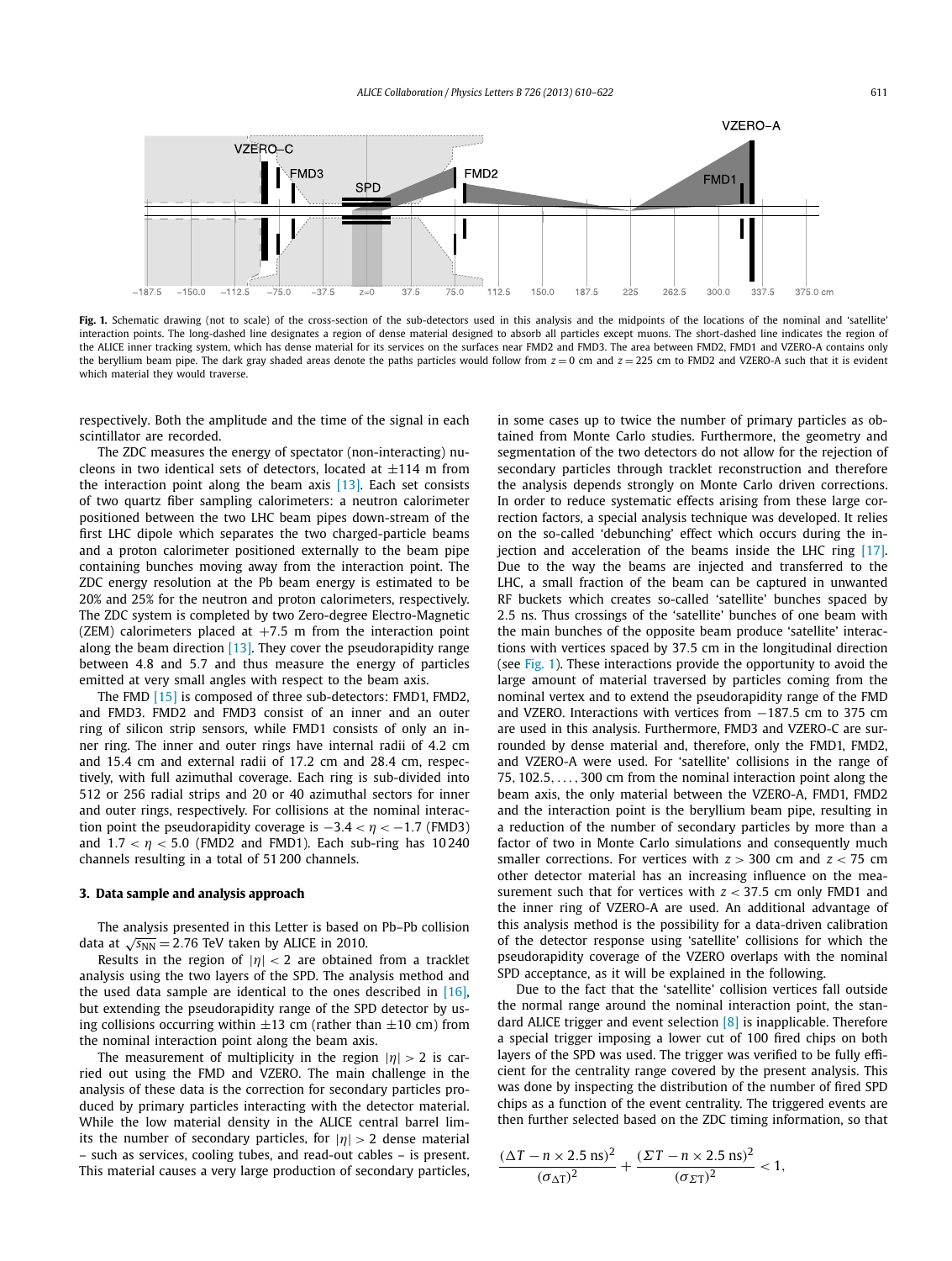**Fig. 1.** Schematic drawing (not to scale) of the cross-section of the sub-detectors used in this analysis and the midpoints of the locations of the nominal and 'satellite' interaction points. The long-dashed line designates a region of dense material designed to absorb all particles except muons. The short-dashed line indicates the region of the ALICE inner tracking system, which has dense material for its services on the surfaces near FMD2 and FMD3. The area between FMD2, FMD1 and VZERO-A contains only the beryllium beam pipe. The dark gray shaded areas denote the paths particles would follow from $z = 0$ cm and $z = 225$ cm to FMD2 and VZERO-A such that it is evident which material they would traverse.

respectively. Both the amplitude and the time of the signal in each scintillator are recorded.

The ZDC measures the energy of spectator (non-interacting) nucleons in two identical sets of detectors, located at $\pm 114$ m from the interaction point along the beam axis [13]. Each set consists of two quartz fiber sampling calorimeters: a neutron calorimeter positioned between the two LHC beam pipes down-stream of the first LHC dipole which separates the two charged-particle beams and a proton calorimeter positioned externally to the beam pipe containing bunches moving away from the interaction point. The ZDC energy resolution at the Pb beam energy is estimated to be 20% and 25% for the neutron and proton calorimeters, respectively. The ZDC system is completed by two Zero-degree Electro-Magnetic (ZEM) calorimeters placed at $+7.5$ m from the interaction point along the beam direction [13]. They cover the pseudorapidity range between 4.8 and 5.7 and thus measure the energy of particles emitted at very small angles with respect to the beam axis.

The FMD [15] is composed of three sub-detectors: FMD1, FMD2, and FMD3. FMD2 and FMD3 consist of an inner and an outer ring of silicon strip sensors, while FMD1 consists of only an inner ring. The inner and outer rings have internal radii of 4.2 cm and 15.4 cm and external radii of 17.2 cm and 28.4 cm, respectively, with full azimuthal coverage. Each ring is sub-divided into 512 or 256 radial strips and 20 or 40 azimuthal sectors for inner and outer rings, respectively. For collisions at the nominal interaction point the pseudorapidity coverage is $-3.4 < \eta < -1.7$ (FMD3) and $1.7 < \eta < 5.0$ (FMD2 and FMD1). Each sub-ring has 10 240 channels resulting in a total of 51 200 channels.

## 3. Data sample and analysis approach

The analysis presented in this Letter is based on Pb–Pb collision data at $\sqrt{s_{NN}} = 2.76$ TeV taken by ALICE in 2010.

Results in the region of $|\eta| < 2$ are obtained from a tracklet analysis using the two layers of the SPD. The analysis method and the used data sample are identical to the ones described in [16], but extending the pseudorapidity range of the SPD detector by using collisions occurring within $\pm 13$ cm (rather than $\pm 10$ cm) from the nominal interaction point along the beam axis.

The measurement of multiplicity in the region $|\eta| > 2$ is carried out using the FMD and VZERO. The main challenge in the analysis of these data is the correction for secondary particles produced by primary particles interacting with the detector material. While the low material density in the ALICE central barrel limits the number of secondary particles, for $|\eta| > 2$ dense material – such as services, cooling tubes, and read-out cables – is present. This material causes a very large production of secondary particles, in some cases up to twice the number of primary particles as obtained from Monte Carlo studies. Furthermore, the geometry and segmentation of the two detectors do not allow for the rejection of secondary particles through tracklet reconstruction and therefore the analysis depends strongly on Monte Carlo driven corrections. In order to reduce systematic effects arising from these large correction factors, a special analysis technique was developed. It relies on the so-called 'debunching' effect which occurs during the injection and acceleration of the beams inside the LHC ring [17]. Due to the way the beams are injected and transferred to the LHC, a small fraction of the beam can be captured in unwanted RF buckets which creates so-called 'satellite' bunches spaced by 2.5 ns. Thus crossings of the 'satellite' bunches of one beam with the main bunches of the opposite beam produce 'satellite' interactions with vertices spaced by 37.5 cm in the longitudinal direction (see Fig. 1). These interactions provide the opportunity to avoid the large amount of material traversed by particles coming from the nominal vertex and to extend the pseudorapidity range of the FMD and VZERO. Interactions with vertices from $-187.5$ cm to 375 cm are used in this analysis. Furthermore, FMD3 and VZERO-C are surrounded by dense material and, therefore, only the FMD1, FMD2, and VZERO-A were used. For 'satellite' collisions in the range of $75, 102.5, \ldots, 300$ cm from the nominal interaction point along the beam axis, the only material between the VZERO-A, FMD1, FMD2 and the interaction point is the beryllium beam pipe, resulting in a reduction of the number of secondary particles by more than a factor of two in Monte Carlo simulations and consequently much smaller corrections. For vertices with $z > 300$ cm and $z < 75$ cm other detector material has an increasing influence on the measurement such that for vertices with $z < 37.5$ cm only FMD1 and the inner ring of VZERO-A are used. An additional advantage of this analysis method is the possibility for a data-driven calibration of the detector response using 'satellite' collisions for which the pseudorapidity coverage of the VZERO overlaps with the nominal SPD acceptance, as it will be explained in the following.

Due to the fact that the 'satellite' collision vertices fall outside the normal range around the nominal interaction point, the standard ALICE trigger and event selection [8] is inapplicable. Therefore a special trigger imposing a lower cut of 100 fired chips on both layers of the SPD was used. The trigger was verified to be fully efficient for the centrality range covered by the present analysis. This was done by inspecting the distribution of the number of fired SPD chips as a function of the event centrality. The triggered events are then further selected based on the ZDC timing information, so that

$$\frac{(\Delta T - n \times 2.5\ \text{ns})^2}{(\sigma_{\Delta T})^2} + \frac{(\Sigma T - n \times 2.5\ \text{ns})^2}{(\sigma_{\Sigma T})^2} < 1,$$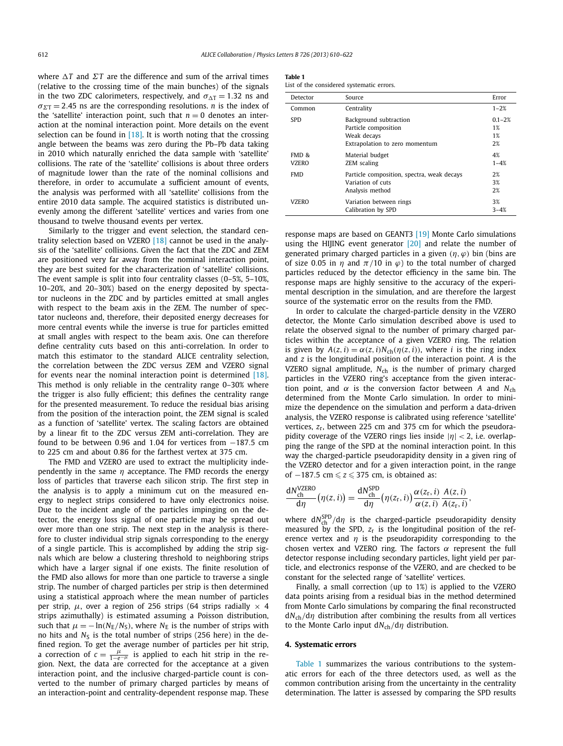where $\Delta T$ and $\Sigma T$ are the difference and sum of the arrival times (relative to the crossing time of the main bunches) of the signals in the two ZDC calorimeters, respectively, and $\sigma_{\Delta T} = 1.32$ ns and $\sigma_{\Sigma T} = 2.45$ ns are the corresponding resolutions. $n$ is the index of the 'satellite' interaction point, such that $n = 0$ denotes an interaction at the nominal interaction point. More details on the event selection can be found in [18]. It is worth noting that the crossing angle between the beams was zero during the Pb–Pb data taking in 2010 which naturally enriched the data sample with 'satellite' collisions. The rate of the 'satellite' collisions is about three orders of magnitude lower than the rate of the nominal collisions and therefore, in order to accumulate a sufficient amount of events, the analysis was performed with all 'satellite' collisions from the entire 2010 data sample. The acquired statistics is distributed unevenly among the different 'satellite' vertices and varies from one thousand to twelve thousand events per vertex.

Similarly to the trigger and event selection, the standard centrality selection based on VZERO [18] cannot be used in the analysis of the 'satellite' collisions. Given the fact that the ZDC and ZEM are positioned very far away from the nominal interaction point, they are best suited for the characterization of 'satellite' collisions. The event sample is split into four centrality classes (0–5%, 5–10%, 10–20%, and 20–30%) based on the energy deposited by spectator nucleons in the ZDC and by particles emitted at small angles with respect to the beam axis in the ZEM. The number of spectator nucleons and, therefore, their deposited energy decreases for more central events while the inverse is true for particles emitted at small angles with respect to the beam axis. One can therefore define centrality cuts based on this anti-correlation. In order to match this estimator to the standard ALICE centrality selection, the correlation between the ZDC versus ZEM and VZERO signal for events near the nominal interaction point is determined [18]. This method is only reliable in the centrality range 0–30% where the trigger is also fully efficient; this defines the centrality range for the presented measurement. To reduce the residual bias arising from the position of the interaction point, the ZEM signal is scaled as a function of 'satellite' vertex. The scaling factors are obtained by a linear fit to the ZDC versus ZEM anti-correlation. They are found to be between 0.96 and 1.04 for vertices from −187.5 cm to 225 cm and about 0.86 for the farthest vertex at 375 cm.

The FMD and VZERO are used to extract the multiplicity independently in the same $\eta$ acceptance. The FMD records the energy loss of particles that traverse each silicon strip. The first step in the analysis is to apply a minimum cut on the measured energy to neglect strips considered to have only electronics noise. Due to the incident angle of the particles impinging on the detector, the energy loss signal of one particle may be spread out over more than one strip. The next step in the analysis is therefore to cluster individual strip signals corresponding to the energy of a single particle. This is accomplished by adding the strip signals which are below a clustering threshold to neighboring strips which have a larger signal if one exists. The finite resolution of the FMD also allows for more than one particle to traverse a single strip. The number of charged particles per strip is then determined using a statistical approach where the mean number of particles per strip, $\mu$, over a region of 256 strips (64 strips radially × 4 strips azimuthally) is estimated assuming a Poisson distribution, such that $\mu = -\ln(N_E/N_S)$, where $N_E$ is the number of strips with no hits and $N_S$ is the total number of strips (256 here) in the defined region. To get the average number of particles per hit strip, a correction of $c = \frac{\mu}{1-e^{-\mu}}$ is applied to each hit strip in the region. Next, the data are corrected for the acceptance at a given interaction point, and the inclusive charged-particle count is converted to the number of primary charged particles by means of an interaction-point and centrality-dependent response map. These response maps are based on GEANT3 [19] Monte Carlo simulations using the HIJING event generator [20] and relate the number of generated primary charged particles in a given $(\eta, \varphi)$ bin (bins are of size 0.05 in $\eta$ and $\pi/10$ in $\varphi$) to the total number of charged particles reduced by the detector efficiency in the same bin. The response maps are highly sensitive to the accuracy of the experimental description in the simulation, and are therefore the largest source of the systematic error on the results from the FMD.

In order to calculate the charged-particle density in the VZERO detector, the Monte Carlo simulation described above is used to relate the observed signal to the number of primary charged particles within the acceptance of a given VZERO ring. The relation is given by $A(z,i) = \alpha(z,i) N_{\mathrm{ch}}(\eta(z,i))$, where $i$ is the ring index and $z$ is the longitudinal position of the interaction point. $A$ is the VZERO signal amplitude, $N_{\mathrm{ch}}$ is the number of primary charged particles in the VZERO ring's acceptance from the given interaction point, and $\alpha$ is the conversion factor between $A$ and $N_{\mathrm{ch}}$ determined from the Monte Carlo simulation. In order to minimize the dependence on the simulation and perform a data-driven analysis, the VZERO response is calibrated using reference 'satellite' vertices, $z_{\mathrm{r}}$, between 225 cm and 375 cm for which the pseudorapidity coverage of the VZERO rings lies inside $|\eta| < 2$, i.e. overlapping the range of the SPD at the nominal interaction point. In this way the charged-particle pseudorapidity density in a given ring of the VZERO detector and for a given interaction point, in the range of $-187.5\ \mathrm{cm} \leqslant z \leqslant 375$ cm, is obtained as:

$$\frac{\mathrm{d}N_{\mathrm{ch}}^{\mathrm{VZERO}}}{\mathrm{d}\eta}\big(\eta(z,i)\big) = \frac{\mathrm{d}N_{\mathrm{ch}}^{\mathrm{SPD}}}{\mathrm{d}\eta}\big(\eta(z_{\mathrm{r}},i)\big) \frac{\alpha(z_{\mathrm{r}},i)}{\alpha(z,i)} \frac{A(z,i)}{A(z_{\mathrm{r}},i)},$$

where $\mathrm{d}N_{\mathrm{ch}}^{\mathrm{SPD}}/\mathrm{d}\eta$ is the charged-particle pseudorapidity density measured by the SPD, $z_{\mathrm{r}}$ is the longitudinal position of the reference vertex and $\eta$ is the pseudorapidity corresponding to the chosen vertex and VZERO ring. The factors $\alpha$ represent the full detector response including secondary particles, light yield per particle, and electronics response of the VZERO, and are checked to be constant for the selected range of 'satellite' vertices.

Finally, a small correction (up to 1%) is applied to the VZERO data points arising from a residual bias in the method determined from Monte Carlo simulations by comparing the final reconstructed $\mathrm{d}N_{\mathrm{ch}}/\mathrm{d}\eta$ distribution after combining the results from all vertices to the Monte Carlo input $\mathrm{d}N_{\mathrm{ch}}/\mathrm{d}\eta$ distribution.

**Table 1**
List of the considered systematic errors.

| Detector | Source | Error |
|---|---|---|
| Common | Centrality | 1–2% |
| SPD | Background subtraction | 0.1–2% |
| | Particle composition | 1% |
| | Weak decays | 1% |
| | Extrapolation to zero momentum | 2% |
| FMD & VZERO | Material budget | 4% |
| | ZEM scaling | 1–4% |
| FMD | Particle composition, spectra, weak decays | 2% |
| | Variation of cuts | 3% |
| | Analysis method | 2% |
| VZERO | Variation between rings | 3% |
| | Calibration by SPD | 3–4% |

## 4. Systematic errors

Table 1 summarizes the various contributions to the systematic errors for each of the three detectors used, as well as the common contribution arising from the uncertainty in the centrality determination. The latter is assessed by comparing the SPD results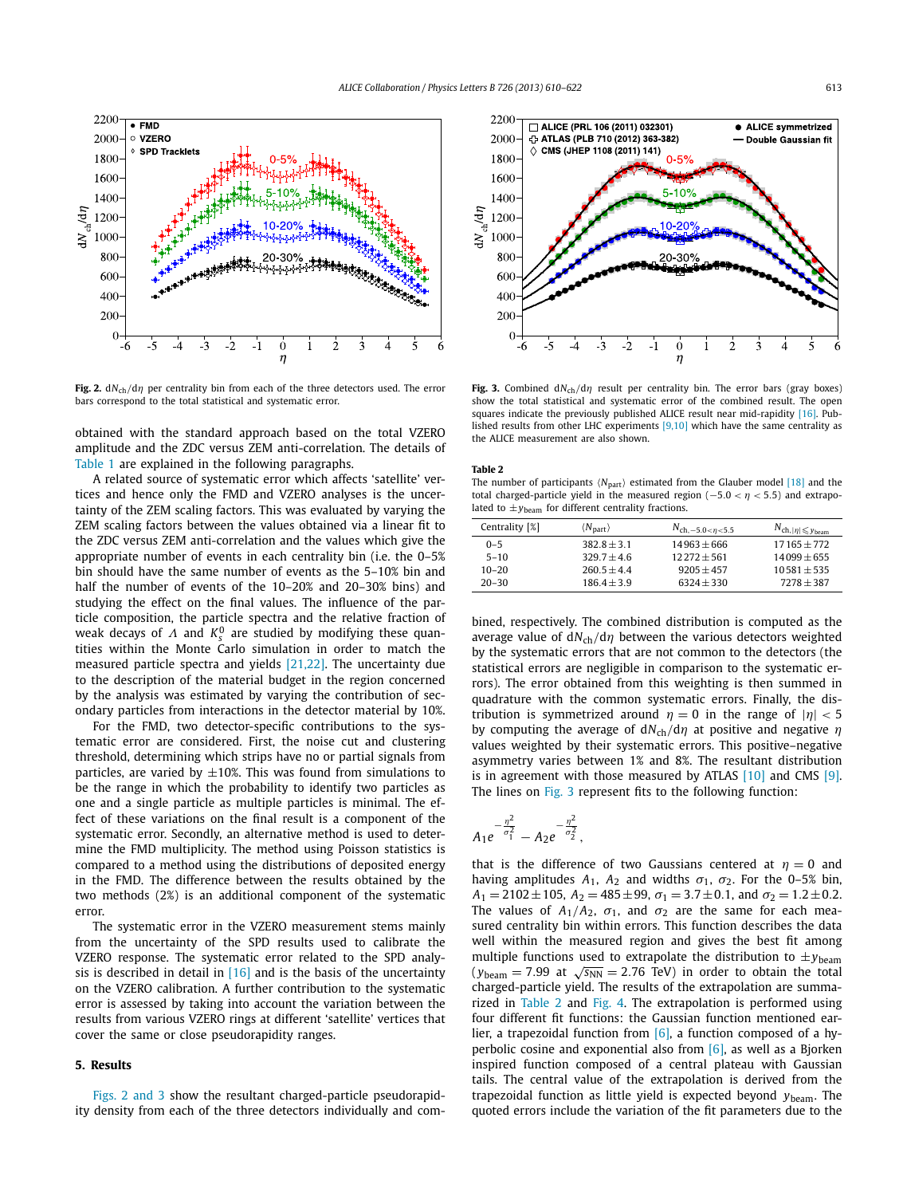**Fig. 2.** $dN_{ch}/d\eta$ per centrality bin from each of the three detectors used. The error bars correspond to the total statistical and systematic error.

**Fig. 3.** Combined $dN_{ch}/d\eta$ result per centrality bin. The error bars (gray boxes) show the total statistical and systematic error of the combined result. The open squares indicate the previously published ALICE result near mid-rapidity [16]. Published results from other LHC experiments [9,10] which have the same centrality as the ALICE measurement are also shown.

obtained with the standard approach based on the total VZERO amplitude and the ZDC versus ZEM anti-correlation. The details of Table 1 are explained in the following paragraphs.

A related source of systematic error which affects 'satellite' vertices and hence only the FMD and VZERO analyses is the uncertainty of the ZEM scaling factors. This was evaluated by varying the ZEM scaling factors between the values obtained via a linear fit to the ZDC versus ZEM anti-correlation and the values which give the appropriate number of events in each centrality bin (i.e. the 0–5% bin should have the same number of events as the 5–10% bin and half the number of events of the 10–20% and 20–30% bins) and studying the effect on the final values. The influence of the particle composition, the particle spectra and the relative fraction of weak decays of $\Lambda$ and $K^0_S$ are studied by modifying these quantities within the Monte Carlo simulation in order to match the measured particle spectra and yields [21,22]. The uncertainty due to the description of the material budget in the region concerned by the analysis was estimated by varying the contribution of secondary particles from interactions in the detector material by 10%.

For the FMD, two detector-specific contributions to the systematic error are considered. First, the noise cut and clustering threshold, determining which strips have no or partial signals from particles, are varied by $\pm 10\%$. This was found from simulations to be the range in which the probability to identify two particles as one and a single particle as multiple particles is minimal. The effect of these variations on the final result is a component of the systematic error. Secondly, an alternative method is used to determine the FMD multiplicity. The method using Poisson statistics is compared to a method using the distributions of deposited energy in the FMD. The difference between the results obtained by the two methods (2%) is an additional component of the systematic error.

The systematic error in the VZERO measurement stems mainly from the uncertainty of the SPD results used to calibrate the VZERO response. The systematic error related to the SPD analysis is described in detail in [16] and is the basis of the uncertainty on the VZERO calibration. A further contribution to the systematic error is assessed by taking into account the variation between the results from various VZERO rings at different 'satellite' vertices that cover the same or close pseudorapidity ranges.

## 5. Results

Figs. 2 and 3 show the resultant charged-particle pseudorapidity density from each of the three detectors individually and combined, respectively. The combined distribution is computed as the average value of $dN_{ch}/d\eta$ between the various detectors weighted by the systematic errors that are not common to the detectors (the statistical errors are negligible in comparison to the systematic errors). The error obtained from this weighting is then summed in quadrature with the common systematic errors. Finally, the distribution is symmetrized around $\eta = 0$ in the range of $|\eta| < 5$ by computing the average of $dN_{ch}/d\eta$ at positive and negative $\eta$ values weighted by their systematic errors. This positive–negative asymmetry varies between 1% and 8%. The resultant distribution is in agreement with those measured by ATLAS [10] and CMS [9]. The lines on Fig. 3 represent fits to the following function:

$$A_1 e^{-\frac{\eta^2}{\sigma_1^2}} - A_2 e^{-\frac{\eta^2}{\sigma_2^2}},$$

that is the difference of two Gaussians centered at $\eta = 0$ and having amplitudes $A_1$, $A_2$ and widths $\sigma_1$, $\sigma_2$. For the 0–5% bin, $A_1 = 2102 \pm 105$, $A_2 = 485 \pm 99$, $\sigma_1 = 3.7 \pm 0.1$, and $\sigma_2 = 1.2 \pm 0.2$. The values of $A_1/A_2$, $\sigma_1$, and $\sigma_2$ are the same for each measured centrality bin within errors. This function describes the data well within the measured region and gives the best fit among multiple functions used to extrapolate the distribution to $\pm y_{beam}$ ($y_{beam} = 7.99$ at $\sqrt{s_{NN}} = 2.76$ TeV) in order to obtain the total charged-particle yield. The results of the extrapolation are summarized in Table 2 and Fig. 4. The extrapolation is performed using four different fit functions: the Gaussian function mentioned earlier, a trapezoidal function from [6], a function composed of a hyperbolic cosine and exponential also from [6], as well as a Bjorken inspired function composed of a central plateau with Gaussian tails. The central value of the extrapolation is derived from the trapezoidal function as little yield is expected beyond $y_{beam}$. The quoted errors include the variation of the fit parameters due to the

**Table 2**
The number of participants $\langle N_{part} \rangle$ estimated from the Glauber model [18] and the total charged-particle yield in the measured region ($-5.0 < \eta < 5.5$) and extrapolated to $\pm y_{beam}$ for different centrality fractions.

| Centrality [%] | $\langle N_{part} \rangle$ | $N_{ch,-5.0<\eta<5.5}$ | $N_{ch,\lvert\eta\rvert \leqslant y_{beam}}$ |
|---|---|---|---|
| 0–5 | $382.8 \pm 3.1$ | $14963 \pm 666$ | $17165 \pm 772$ |
| 5–10 | $329.7 \pm 4.6$ | $12272 \pm 561$ | $14099 \pm 655$ |
| 10–20 | $260.5 \pm 4.4$ | $9205 \pm 457$ | $10581 \pm 535$ |
| 20–30 | $186.4 \pm 3.9$ | $6324 \pm 330$ | $7278 \pm 387$ |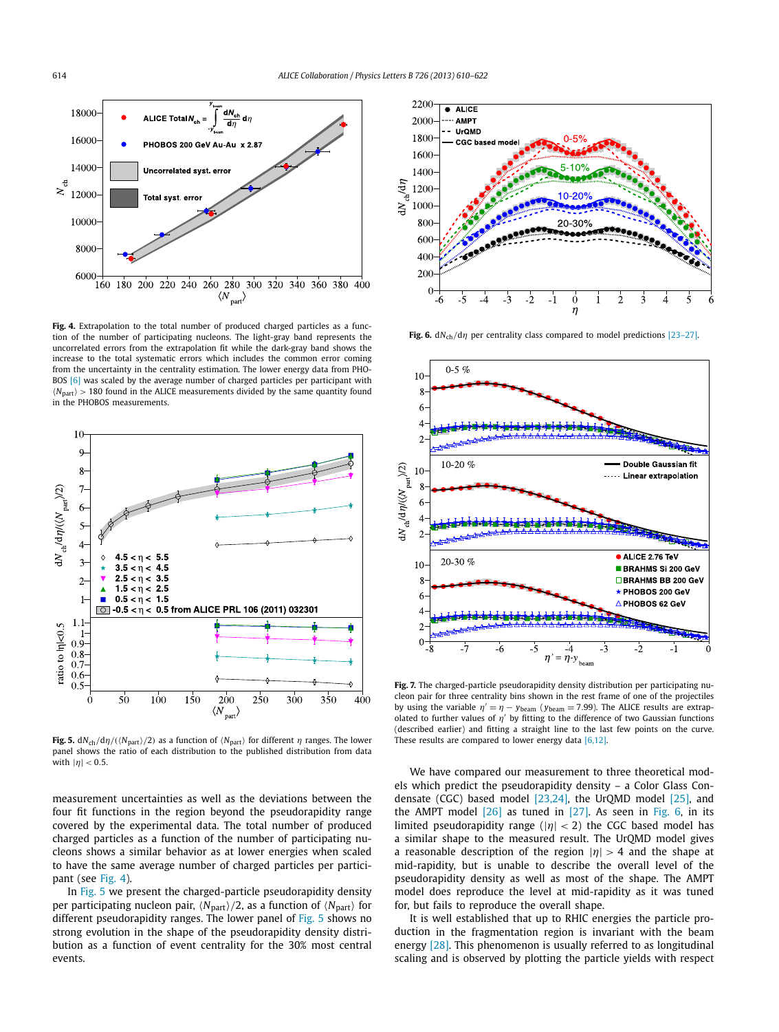**Fig. 4.** Extrapolation to the total number of produced charged particles as a function of the number of participating nucleons. The light-gray band represents the uncorrelated errors from the extrapolation fit while the dark-gray band shows the increase to the total systematic errors which includes the common error coming from the uncertainty in the centrality estimation. The lower energy data from PHOBOS [6] was scaled by the average number of charged particles per participant with $\langle N_{part}\rangle > 180$ found in the ALICE measurements divided by the same quantity found in the PHOBOS measurements.

**Fig. 5.** $dN_{ch}/d\eta/(\langle N_{part}\rangle/2)$ as a function of $\langle N_{part}\rangle$ for different $\eta$ ranges. The lower panel shows the ratio of each distribution to the published distribution from data with $|\eta| < 0.5$.

measurement uncertainties as well as the deviations between the four fit functions in the region beyond the pseudorapidity range covered by the experimental data. The total number of produced charged particles as a function of the number of participating nucleons shows a similar behavior as at lower energies when scaled to have the same average number of charged particles per participant (see Fig. 4).

In Fig. 5 we present the charged-particle pseudorapidity density per participating nucleon pair, $\langle N_{part}\rangle/2$, as a function of $\langle N_{part}\rangle$ for different pseudorapidity ranges. The lower panel of Fig. 5 shows no strong evolution in the shape of the pseudorapidity density distribution as a function of event centrality for the 30% most central events.

**Fig. 6.** $dN_{ch}/d\eta$ per centrality class compared to model predictions [23–27].

**Fig. 7.** The charged-particle pseudorapidity density distribution per participating nucleon pair for three centrality bins shown in the rest frame of one of the projectiles by using the variable $\eta' = \eta - y_{beam}$ ($y_{beam} = 7.99$). The ALICE results are extrapolated to further values of $\eta'$ by fitting to the difference of two Gaussian functions (described earlier) and fitting a straight line to the last few points on the curve. These results are compared to lower energy data [6,12].

We have compared our measurement to three theoretical models which predict the pseudorapidity density – a Color Glass Condensate (CGC) based model [23,24], the UrQMD model [25], and the AMPT model [26] as tuned in [27]. As seen in Fig. 6, in its limited pseudorapidity range ($|\eta| < 2$) the CGC based model has a similar shape to the measured result. The UrQMD model gives a reasonable description of the region $|\eta| > 4$ and the shape at mid-rapidity, but is unable to describe the overall level of the pseudorapidity density as well as most of the shape. The AMPT model does reproduce the level at mid-rapidity as it was tuned for, but fails to reproduce the overall shape.

It is well established that up to RHIC energies the particle production in the fragmentation region is invariant with the beam energy [28]. This phenomenon is usually referred to as longitudinal scaling and is observed by plotting the particle yields with respect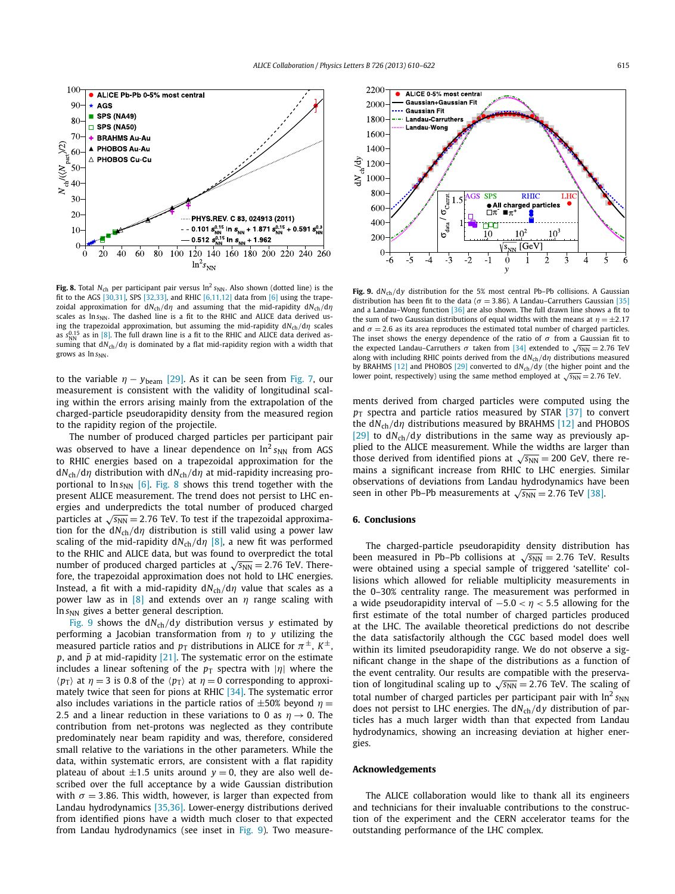**Fig. 8.** Total $N_{ch}$ per participant pair versus $\ln^2 s_{NN}$. Also shown (dotted line) is the fit to the AGS [30,31], SPS [32,33], and RHIC [6,11,12] data from [6] using the trapezoidal approximation for $dN_{ch}/d\eta$ and assuming that the mid-rapidity $dN_{ch}/d\eta$ scales as $\ln s_{NN}$. The dashed line is a fit to the RHIC and ALICE data derived using the trapezoidal approximation, but assuming the mid-rapidity $dN_{ch}/d\eta$ scales as $s_{NN}^{0.15}$ as in [8]. The full drawn line is a fit to the RHIC and ALICE data derived assuming that $dN_{ch}/d\eta$ is dominated by a flat mid-rapidity region with a width that grows as $\ln s_{NN}$.

**Fig. 9.** $dN_{ch}/dy$ distribution for the 5% most central Pb–Pb collisions. A Gaussian distribution has been fit to the data ($\sigma = 3.86$). A Landau–Carruthers Gaussian [35] and a Landau–Wong function [36] are also shown. The full drawn line shows a fit to the sum of two Gaussian distributions of equal widths with the means at $\eta = \pm 2.17$ and $\sigma = 2.6$ as its area reproduces the estimated total number of charged particles. The inset shows the energy dependence of the ratio of $\sigma$ from a Gaussian fit to the expected Landau–Carruthers $\sigma$ taken from [34] extended to $\sqrt{s_{NN}} = 2.76$ TeV along with including RHIC points derived from the $dN_{ch}/d\eta$ distributions measured by BRAHMS [12] and PHOBOS [29] converted to $dN_{ch}/dy$ (the higher point and the lower point, respectively) using the same method employed at $\sqrt{s_{NN}} = 2.76$ TeV.

to the variable $\eta - y_{beam}$ [29]. As it can be seen from Fig. 7, our measurement is consistent with the validity of longitudinal scaling within the errors arising mainly from the extrapolation of the charged-particle pseudorapidity density from the measured region to the rapidity region of the projectile.

The number of produced charged particles per participant pair was observed to have a linear dependence on $\ln^2 s_{NN}$ from AGS to RHIC energies based on a trapezoidal approximation for the $dN_{ch}/d\eta$ distribution with $dN_{ch}/d\eta$ at mid-rapidity increasing proportional to $\ln s_{NN}$ [6]. Fig. 8 shows this trend together with the present ALICE measurement. The trend does not persist to LHC energies and underpredicts the total number of produced charged particles at $\sqrt{s_{NN}} = 2.76$ TeV. To test if the trapezoidal approximation for the $dN_{ch}/d\eta$ distribution is still valid using a power law scaling of the mid-rapidity $dN_{ch}/d\eta$ [8], a new fit was performed to the RHIC and ALICE data, but was found to overpredict the total number of produced charged particles at $\sqrt{s_{NN}} = 2.76$ TeV. Therefore, the trapezoidal approximation does not hold to LHC energies. Instead, a fit with a mid-rapidity $dN_{ch}/d\eta$ value that scales as a power law as in [8] and extends over an $\eta$ range scaling with $\ln s_{NN}$ gives a better general description.

Fig. 9 shows the $dN_{ch}/dy$ distribution versus $y$ estimated by performing a Jacobian transformation from $\eta$ to $y$ utilizing the measured particle ratios and $p_T$ distributions in ALICE for $\pi^{\pm}$, $K^{\pm}$, $p$, and $\bar{p}$ at mid-rapidity [21]. The systematic error on the estimate includes a linear softening of the $p_T$ spectra with $|\eta|$ where the $\langle p_T \rangle$ at $\eta = 3$ is 0.8 of the $\langle p_T \rangle$ at $\eta = 0$ corresponding to approximately twice that seen for pions at RHIC [34]. The systematic error also includes variations in the particle ratios of $\pm 50\%$ beyond $\eta = 2.5$ and a linear reduction in these variations to 0 as $\eta \to 0$. The contribution from net-protons was neglected as they contribute predominately near beam rapidity and was, therefore, considered small relative to the variations in the other parameters. While the data, within systematic errors, are consistent with a flat rapidity plateau of about $\pm 1.5$ units around $y = 0$, they are also well described over the full acceptance by a wide Gaussian distribution with $\sigma = 3.86$. This width, however, is larger than expected from Landau hydrodynamics [35,36]. Lower-energy distributions derived from identified pions have a width much closer to that expected from Landau hydrodynamics (see inset in Fig. 9). Two measurements derived from charged particles were computed using the $p_T$ spectra and particle ratios measured by STAR [37] to convert the $dN_{ch}/d\eta$ distributions measured by BRAHMS [12] and PHOBOS [29] to $dN_{ch}/dy$ distributions in the same way as previously applied to the ALICE measurement. While the widths are larger than those derived from identified pions at $\sqrt{s_{NN}} = 200$ GeV, there remains a significant increase from RHIC to LHC energies. Similar observations of deviations from Landau hydrodynamics have been seen in other Pb–Pb measurements at $\sqrt{s_{NN}} = 2.76$ TeV [38].

## 6. Conclusions

The charged-particle pseudorapidity density distribution has been measured in Pb–Pb collisions at $\sqrt{s_{NN}} = 2.76$ TeV. Results were obtained using a special sample of triggered 'satellite' collisions which allowed for reliable multiplicity measurements in the 0–30% centrality range. The measurement was performed in a wide pseudorapidity interval of $-5.0 < \eta < 5.5$ allowing for the first estimate of the total number of charged particles produced at the LHC. The available theoretical predictions do not describe the data satisfactorily although the CGC based model does well within its limited pseudorapidity range. We do not observe a significant change in the shape of the distributions as a function of the event centrality. Our results are compatible with the preservation of longitudinal scaling up to $\sqrt{s_{NN}} = 2.76$ TeV. The scaling of total number of charged particles per participant pair with $\ln^2 s_{NN}$ does not persist to LHC energies. The $dN_{ch}/dy$ distribution of particles has a much larger width than that expected from Landau hydrodynamics, showing an increasing deviation at higher energies.

## Acknowledgements

The ALICE collaboration would like to thank all its engineers and technicians for their invaluable contributions to the construction of the experiment and the CERN accelerator teams for the outstanding performance of the LHC complex.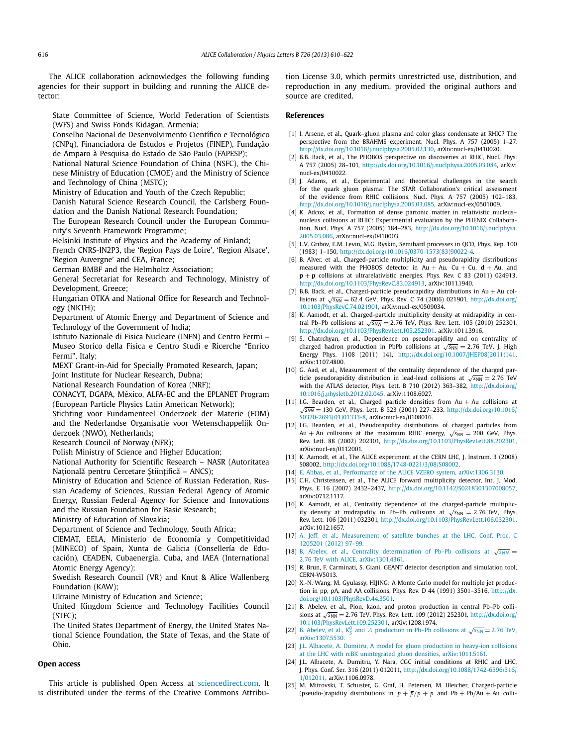The ALICE collaboration acknowledges the following funding agencies for their support in building and running the ALICE detector:

State Committee of Science, World Federation of Scientists (WFS) and Swiss Fonds Kidagan, Armenia;
Conselho Nacional de Desenvolvimento Científico e Tecnológico (CNPq), Financiadora de Estudos e Projetos (FINEP), Fundação de Amparo à Pesquisa do Estado de São Paulo (FAPESP);
National Natural Science Foundation of China (NSFC), the Chinese Ministry of Education (CMOE) and the Ministry of Science and Technology of China (MSTC);
Ministry of Education and Youth of the Czech Republic;
Danish Natural Science Research Council, the Carlsberg Foundation and the Danish National Research Foundation;
The European Research Council under the European Community's Seventh Framework Programme;
Helsinki Institute of Physics and the Academy of Finland;
French CNRS-IN2P3, the 'Region Pays de Loire', 'Region Alsace', 'Region Auvergne' and CEA, France;
German BMBF and the Helmholtz Association;
General Secretariat for Research and Technology, Ministry of Development, Greece;
Hungarian OTKA and National Office for Research and Technology (NKTH);
Department of Atomic Energy and Department of Science and Technology of the Government of India;
Istituto Nazionale di Fisica Nucleare (INFN) and Centro Fermi – Museo Storico della Fisica e Centro Studi e Ricerche "Enrico Fermi", Italy;
MEXT Grant-in-Aid for Specially Promoted Research, Japan;
Joint Institute for Nuclear Research, Dubna;
National Research Foundation of Korea (NRF);
CONACYT, DGAPA, México, ALFA-EC and the EPLANET Program (European Particle Physics Latin American Network);
Stichting voor Fundamenteel Onderzoek der Materie (FOM) and the Nederlandse Organisatie voor Wetenschappelijk Onderzoek (NWO), Netherlands;
Research Council of Norway (NFR);
Polish Ministry of Science and Higher Education;
National Authority for Scientific Research – NASR (Autoritatea Națională pentru Cercetare Științifică – ANCS);
Ministry of Education and Science of Russian Federation, Russian Academy of Sciences, Russian Federal Agency of Atomic Energy, Russian Federal Agency for Science and Innovations and the Russian Foundation for Basic Research;
Ministry of Education of Slovakia;
Department of Science and Technology, South Africa;
CIEMAT, EELA, Ministerio de Economía y Competitividad (MINECO) of Spain, Xunta de Galicia (Consellería de Educación), CEADEN, Cubaenergía, Cuba, and IAEA (International Atomic Energy Agency);
Swedish Research Council (VR) and Knut & Alice Wallenberg Foundation (KAW);
Ukraine Ministry of Education and Science;
United Kingdom Science and Technology Facilities Council (STFC);
The United States Department of Energy, the United States National Science Foundation, the State of Texas, and the State of Ohio.

## Open access

This article is published Open Access at sciencedirect.com. It is distributed under the terms of the Creative Commons Attribution License 3.0, which permits unrestricted use, distribution, and reproduction in any medium, provided the original authors and source are credited.

## References

[1] I. Arsene, et al., Quark–gluon plasma and color glass condensate at RHIC? The perspective from the BRAHMS experiment, Nucl. Phys. A 757 (2005) 1–27, http://dx.doi.org/10.1016/j.nuclphysa.2005.02.130, arXiv:nucl-ex/0410020.

[2] B.B. Back, et al., The PHOBOS perspective on discoveries at RHIC, Nucl. Phys. A 757 (2005) 28–101, http://dx.doi.org/10.1016/j.nuclphysa.2005.03.084, arXiv:nucl-ex/0410022.

[3] J. Adams, et al., Experimental and theoretical challenges in the search for the quark gluon plasma: The STAR Collaboration's critical assessment of the evidence from RHIC collisions, Nucl. Phys. A 757 (2005) 102–183, http://dx.doi.org/10.1016/j.nuclphysa.2005.03.085, arXiv:nucl-ex/0501009.

[4] K. Adcox, et al., Formation of dense partonic matter in relativistic nucleus–nucleus collisions at RHIC: Experimental evaluation by the PHENIX Collaboration, Nucl. Phys. A 757 (2005) 184–283, http://dx.doi.org/10.1016/j.nuclphysa.2005.03.086, arXiv:nucl-ex/0410003.

[5] L.V. Gribov, E.M. Levin, M.G. Ryskin, Semihard processes in QCD, Phys. Rep. 100 (1983) 1–150, http://dx.doi.org/10.1016/0370-1573(83)90022-4.

[6] B. Alver, et al., Charged-particle multiplicity and pseudorapidity distributions measured with the PHOBOS detector in Au + Au, Cu + Cu, **d** + Au, and **p** + **p** collisions at ultrarelativistic energies, Phys. Rev. C 83 (2011) 024913, http://dx.doi.org/10.1103/PhysRevC.83.024913, arXiv:1011.1940.

[7] B.B. Back, et al., Charged-particle pseudorapidity distributions in Au + Au collisions at $\sqrt{s_{NN}} = 62.4$ GeV, Phys. Rev. C 74 (2006) 021901, http://dx.doi.org/10.1103/PhysRevC.74.021901, arXiv:nucl-ex/0509034.

[8] K. Aamodt, et al., Charged-particle multiplicity density at midrapidity in central Pb–Pb collisions at $\sqrt{s_{NN}} = 2.76$ TeV, Phys. Rev. Lett. 105 (2010) 252301, http://dx.doi.org/10.1103/PhysRevLett.105.252301, arXiv:1011.3916.

[9] S. Chatrchyan, et al., Dependence on pseudorapidity and centrality of charged hadron production in PbPb collisions at $\sqrt{s_{NN}} = 2.76$ TeV, J. High Energy Phys. 1108 (2011) 141, http://dx.doi.org/10.1007/JHEP08(2011)141, arXiv:1107.4800.

[10] G. Aad, et al., Measurement of the centrality dependence of the charged particle pseudorapidity distribution in lead-lead collisions at $\sqrt{s_{NN}} = 2.76$ TeV with the ATLAS detector, Phys. Lett. B 710 (2012) 363–382, http://dx.doi.org/10.1016/j.physletb.2012.02.045, arXiv:1108.6027.

[11] I.G. Bearden, et al., Charged particle densities from Au + Au collisions at $\sqrt{s_{NN}} = 130$ GeV, Phys. Lett. B 523 (2001) 227–233, http://dx.doi.org/10.1016/S0370-2693(01)01333-8, arXiv:nucl-ex/0108016.

[12] I.G. Bearden, et al., Pseudorapidity distributions of charged particles from Au + Au collisions at the maximum RHIC energy, $\sqrt{s_{NN}} = 200$ GeV, Phys. Rev. Lett. 88 (2002) 202301, http://dx.doi.org/10.1103/PhysRevLett.88.202301, arXiv:nucl-ex/0112001.

[13] K. Aamodt, et al., The ALICE experiment at the CERN LHC, J. Instrum. 3 (2008) S08002, http://dx.doi.org/10.1088/1748-0221/3/08/S08002.

[14] E. Abbas, et al., Performance of the ALICE VZERO system, arXiv:1306.3130.

[15] C.H. Christensen, et al., The ALICE forward multiplicity detector, Int. J. Mod. Phys. E 16 (2007) 2432–2437, http://dx.doi.org/10.1142/S0218301307008057, arXiv:0712.1117.

[16] K. Aamodt, et al., Centrality dependence of the charged-particle multiplicity density at midrapidity in Pb–Pb collisions at $\sqrt{s_{NN}} = 2.76$ TeV, Phys. Rev. Lett. 106 (2011) 032301, http://dx.doi.org/10.1103/PhysRevLett.106.032301, arXiv:1012.1657.

[17] A. Jeff, et al., Measurement of satellite bunches at the LHC, Conf. Proc. C 1205201 (2012) 97–99.

[18] B. Abelev, et al., Centrality determination of Pb–Pb collisions at $\sqrt{s_{NN}} = 2.76$ TeV with ALICE, arXiv:1301.4361.

[19] R. Brun, F. Carminati, S. Giani, GEANT detector description and simulation tool, CERN-W5013.

[20] X.-N. Wang, M. Gyulassy, HIJING: A Monte Carlo model for multiple jet production in pp, pA, and AA collisions, Phys. Rev. D 44 (1991) 3501–3516, http://dx.doi.org/10.1103/PhysRevD.44.3501.

[21] B. Abelev, et al., Pion, kaon, and proton production in central Pb–Pb collisions at $\sqrt{s_{NN}} = 2.76$ TeV, Phys. Rev. Lett. 109 (2012) 252301, http://dx.doi.org/10.1103/PhysRevLett.109.252301, arXiv:1208.1974.

[22] B. Abelev, et al., $K^0_S$ and $\Lambda$ production in Pb–Pb collisions at $\sqrt{s_{NN}} = 2.76$ TeV, arXiv:1307.5530.

[23] J.L. Albacete, A. Dumitru, A model for gluon production in heavy-ion collisions at the LHC with rcBK unintegrated gluon densities, arXiv:1011.5161.

[24] J.L. Albacete, A. Dumitru, Y. Nara, CGC initial conditions at RHIC and LHC, J. Phys. Conf. Ser. 316 (2011) 012011, http://dx.doi.org/10.1088/1742-6596/316/1/012011, arXiv:1106.0978.

[25] M. Mitrovski, T. Schuster, G. Graf, H. Petersen, M. Bleicher, Charged-particle (pseudo-)rapidity distributions in $p + \bar{p}/p + p$ and Pb + Pb/Au + Au colli-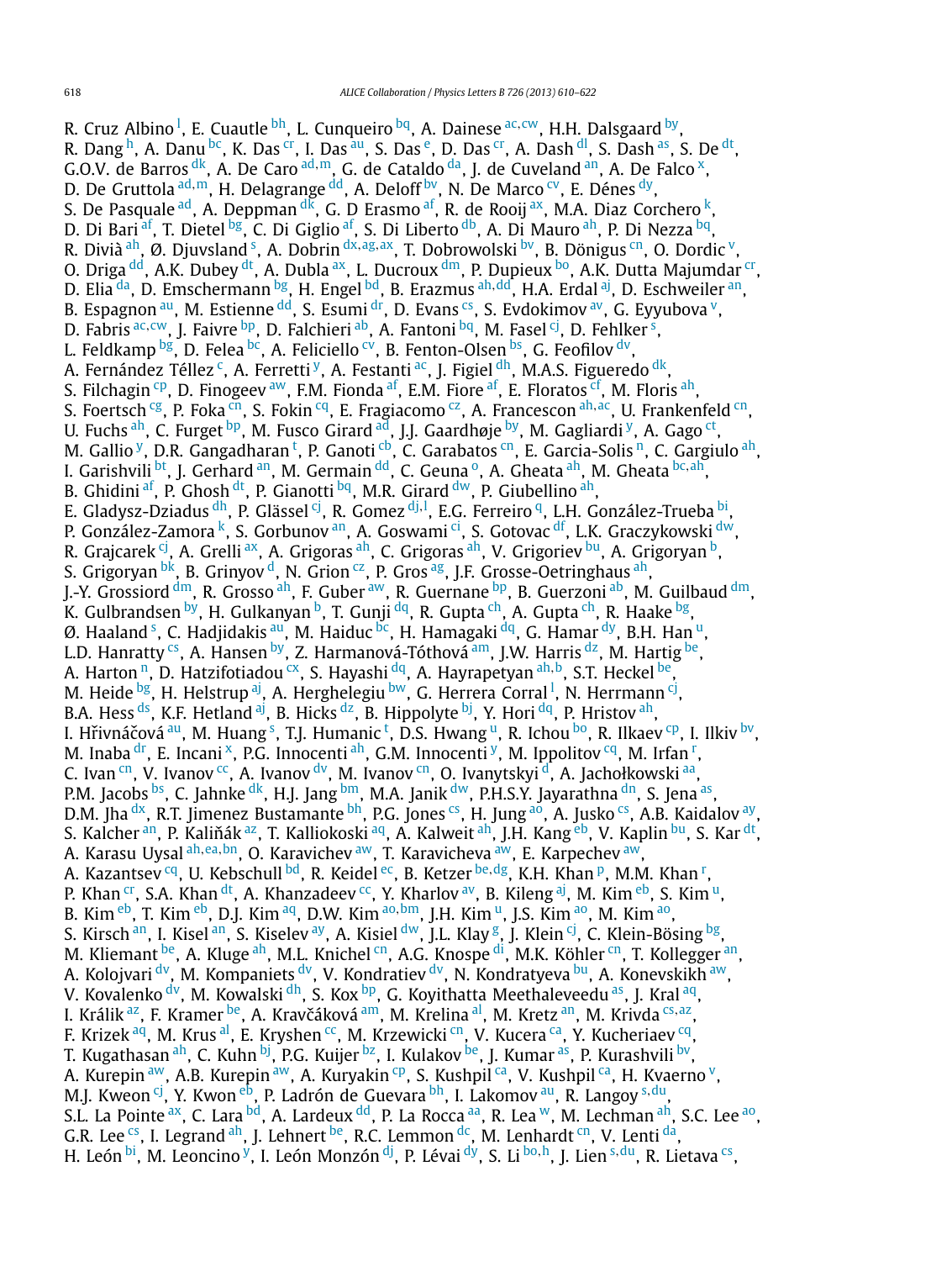R. Cruz Albino [l], E. Cuautle [bh], L. Cunqueiro [bq], A. Dainese [ac,cw], H.H. Dalsgaard [by], R. Dang [h], A. Danu [bc], K. Das [cr], I. Das [au], S. Das [e], D. Das [cr], A. Dash [dl], S. Dash [as], S. De [dt], G.O.V. de Barros [dk], A. De Caro [ad,m], G. de Cataldo [da], J. de Cuveland [an], A. De Falco [x], D. De Gruttola [ad,m], H. Delagrange [dd], A. Deloff [bv], N. De Marco [cv], E. Dénes [dy], S. De Pasquale [ad], A. Deppman [dk], G. D Erasmo [af], R. de Rooij [ax], M.A. Diaz Corchero [k], D. Di Bari [af], T. Dietel [bg], C. Di Giglio [af], S. Di Liberto [db], A. Di Mauro [ah], P. Di Nezza [bq], R. Divià [ah], Ø. Djuvsland [s], A. Dobrin [dx,ag,ax], T. Dobrowolski [bv], B. Dönigus [cn], O. Dordic [v], O. Driga [dd], A.K. Dubey [dt], A. Dubla [ax], L. Ducroux [dm], P. Dupieux [bo], A.K. Dutta Majumdar [cr], D. Elia [da], D. Emschermann [bg], H. Engel [bd], B. Erazmus [ah,dd], H.A. Erdal [aj], D. Eschweiler [an], B. Espagnon [au], M. Estienne [dd], S. Esumi [dr], D. Evans [cs], S. Evdokimov [av], G. Eyyubova [v], D. Fabris [ac,cw], J. Faivre [bp], D. Falchieri [ab], A. Fantoni [bq], M. Fasel [cj], D. Fehlker [s], L. Feldkamp [bg], D. Felea [bc], A. Feliciello [cv], B. Fenton-Olsen [bs], G. Feofilov [dv], A. Fernández Téllez [c], A. Ferretti [y], A. Festanti [ac], J. Figiel [dh], M.A.S. Figueredo [dk], S. Filchagin [cp], D. Finogeev [aw], F.M. Fionda [af], E.M. Fiore [af], E. Floratos [cf], M. Floris [ah], S. Foertsch [cg], P. Foka [cn], S. Fokin [cq], E. Fragiacomo [cz], A. Francescon [ah,ac], U. Frankenfeld [cn], U. Fuchs [ah], C. Furget [bp], M. Fusco Girard [ad], J.J. Gaardhøje [by], M. Gagliardi [y], A. Gago [ct], M. Gallio [y], D.R. Gangadharan [t], P. Ganoti [cb], C. Garabatos [cn], E. Garcia-Solis [n], C. Gargiulo [ah], I. Garishvili [bt], J. Gerhard [an], M. Germain [dd], C. Geuna [o], A. Gheata [ah], M. Gheata [bc,ah], B. Ghidini [af], P. Ghosh [dt], P. Gianotti [bq], M.R. Girard [dw], P. Giubellino [ah], E. Gladysz-Dziadus [dh], P. Glässel [cj], R. Gomez [dj,l], E.G. Ferreiro [q], L.H. González-Trueba [bi], P. González-Zamora [k], S. Gorbunov [an], A. Goswami [ci], S. Gotovac [df], L.K. Graczykowski [dw], R. Grajcarek [cj], A. Grelli [ax], A. Grigoras [ah], C. Grigoras [ah], V. Grigoriev [bu], A. Grigoryan [b], S. Grigoryan [bk], B. Grinyov [d], N. Grion [cz], P. Gros [ag], J.F. Grosse-Oetringhaus [ah], J.-Y. Grossiord [dm], R. Grosso [ah], F. Guber [aw], R. Guernane [bp], B. Guerzoni [ab], M. Guilbaud [dm], K. Gulbrandsen [by], H. Gulkanyan [b], T. Gunji [dq], R. Gupta [ch], A. Gupta [ch], R. Haake [bg], Ø. Haaland [s], C. Hadjidakis [au], M. Haiduc [bc], H. Hamagaki [dq], G. Hamar [dy], B.H. Han [u], L.D. Hanratty [cs], A. Hansen [by], Z. Harmanová-Tóthová [am], J.W. Harris [dz], M. Hartig [be], A. Harton [n], D. Hatzifotiadou [cx], S. Hayashi [dq], A. Hayrapetyan [ah,b], S.T. Heckel [be], M. Heide [bg], H. Helstrup [aj], A. Herghelegiu [bw], G. Herrera Corral [l], N. Herrmann [cj], B.A. Hess [ds], K.F. Hetland [aj], B. Hicks [dz], B. Hippolyte [bj], Y. Hori [dq], P. Hristov [ah], I. Hřivnáčová [au], M. Huang [s], T.J. Humanic [t], D.S. Hwang [u], R. Ichou [bo], R. Ilkaev [cp], I. Ilkiv [bv], M. Inaba [dr], E. Incani [x], P.G. Innocenti [ah], G.M. Innocenti [y], M. Ippolitov [cq], M. Irfan [r], C. Ivan [cn], V. Ivanov [cc], A. Ivanov [dv], M. Ivanov [cn], O. Ivanytskyi [d], A. Jachołkowski [aa], P.M. Jacobs [bs], C. Jahnke [dk], H.J. Jang [bm], M.A. Janik [dw], P.H.S.Y. Jayarathna [dn], S. Jena [as], D.M. Jha [dx], R.T. Jimenez Bustamante [bh], P.G. Jones [cs], H. Jung [ao], A. Jusko [cs], A.B. Kaidalov [ay], S. Kalcher [an], P. Kaliňák [az], T. Kalliokoski [aq], A. Kalweit [ah], J.H. Kang [eb], V. Kaplin [bu], S. Kar [dt], A. Karasu Uysal [ah,ea,bn], O. Karavichev [aw], T. Karavicheva [aw], E. Karpechev [aw], A. Kazantsev [cq], U. Kebschull [bd], R. Keidel [ec], B. Ketzer [be,dg], K.H. Khan [p], M.M. Khan [r], P. Khan [cr], S.A. Khan [dt], A. Khanzadeev [cc], Y. Kharlov [av], B. Kileng [aj], M. Kim [eb], S. Kim [u], B. Kim [eb], T. Kim [eb], D.J. Kim [aq], D.W. Kim [ao,bm], J.H. Kim [u], J.S. Kim [ao], M. Kim [ao], S. Kirsch [an], I. Kisel [an], S. Kiselev [ay], A. Kisiel [dw], J.L. Klay [g], J. Klein [cj], C. Klein-Bösing [bg], M. Kliemant [be], A. Kluge [ah], M.L. Knichel [cn], A.G. Knospe [di], M.K. Köhler [cn], T. Kollegger [an], A. Kolojvari [dv], M. Kompaniets [dv], V. Kondratiev [dv], N. Kondratyeva [bu], A. Konevskikh [aw], V. Kovalenko [dv], M. Kowalski [dh], S. Kox [bp], G. Koyithatta Meethaleveedu [as], J. Kral [aq], I. Králik [az], F. Kramer [be], A. Kravčáková [am], M. Krelina [al], M. Kretz [an], M. Krivda [cs,az], F. Krizek [aq], M. Krus [al], E. Kryshen [cc], M. Krzewicki [cn], V. Kucera [ca], Y. Kucheriaev [cq], T. Kugathasan [ah], C. Kuhn [bj], P.G. Kuijer [bz], I. Kulakov [be], J. Kumar [as], P. Kurashvili [bv], A. Kurepin [aw], A.B. Kurepin [aw], A. Kuryakin [cp], S. Kushpil [ca], V. Kushpil [ca], H. Kvaerno [v], M.J. Kweon [cj], Y. Kwon [eb], P. Ladrón de Guevara [bh], I. Lakomov [au], R. Langoy [s,du], S.L. La Pointe [ax], C. Lara [bd], A. Lardeux [dd], P. La Rocca [aa], R. Lea [w], M. Lechman [ah], S.C. Lee [ao], G.R. Lee [cs], I. Legrand [ah], J. Lehnert [be], R.C. Lemmon [dc], M. Lenhardt [cn], V. Lenti [da], H. León [bi], M. Leoncino [y], I. León Monzón [dj], P. Lévai [dy], S. Li [bo,h], J. Lien [s,du], R. Lietava [cs],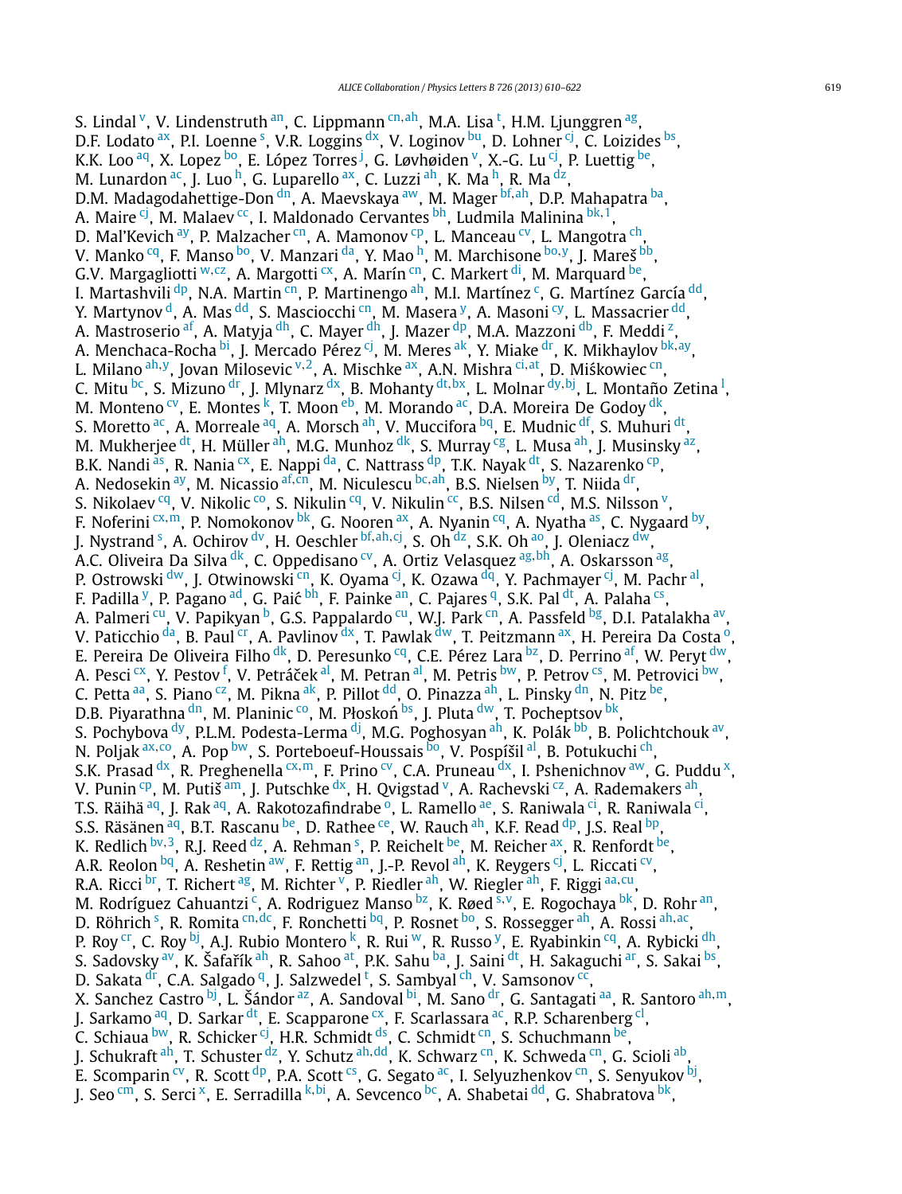S. Lindal [v], V. Lindenstruth [an], C. Lippmann [cn,ah], M.A. Lisa [t], H.M. Ljunggren [ag], D.F. Lodato [ax], P.I. Loenne [s], V.R. Loggins [dx], V. Loginov [bu], D. Lohner [cj], C. Loizides [bs], K.K. Loo [aq], X. Lopez [bo], E. López Torres [j], G. Løvhøiden [v], X.-G. Lu [cj], P. Luettig [be], M. Lunardon [ac], J. Luo [h], G. Luparello [ax], C. Luzzi [ah], K. Ma [h], R. Ma [dz], D.M. Madagodahettige-Don [dn], A. Maevskaya [aw], M. Mager [bf,ah], D.P. Mahapatra [ba], A. Maire [cj], M. Malaev [cc], I. Maldonado Cervantes [bh], Ludmila Malinina [bk,1], D. Mal'Kevich [ay], P. Malzacher [cn], A. Mamonov [cp], L. Manceau [cv], L. Mangotra [ch], V. Manko [cq], F. Manso [bo], V. Manzari [da], Y. Mao [h], M. Marchisone [bo,y], J. Mareš [bb], G.V. Margagliotti [w,cz], A. Margotti [cx], A. Marín [cn], C. Markert [di], M. Marquard [be], I. Martashvili [dp], N.A. Martin [cn], P. Martinengo [ah], M.I. Martínez [c], G. Martínez García [dd], Y. Martynov [d], A. Mas [dd], S. Masciocchi [cn], M. Masera [y], A. Masoni [cy], L. Massacrier [dd], A. Mastroserio [af], A. Matyja [dh], C. Mayer [dh], J. Mazer [dp], M.A. Mazzoni [db], F. Meddi [z], A. Menchaca-Rocha [bi], J. Mercado Pérez [cj], M. Meres [ak], Y. Miake [dr], K. Mikhaylov [bk,ay], L. Milano [ah,y], Jovan Milosevic [v,2], A. Mischke [ax], A.N. Mishra [ci,at], D. Miśkowiec [cn], C. Mitu [bc], S. Mizuno [dr], J. Mlynarz [dx], B. Mohanty [dt,bx], L. Molnar [dy,bj], L. Montaño Zetina [l], M. Monteno [cv], E. Montes [k], T. Moon [eb], M. Morando [ac], D.A. Moreira De Godoy [dk], S. Moretto [ac], A. Morreale [aq], A. Morsch [ah], V. Muccifora [bq], E. Mudnic [df], S. Muhuri [dt], M. Mukherjee [dt], H. Müller [ah], M.G. Munhoz [dk], S. Murray [cg], L. Musa [ah], J. Musinsky [az], B.K. Nandi [as], R. Nania [cx], E. Nappi [da], C. Nattrass [dp], T.K. Nayak [dt], S. Nazarenko [cp], A. Nedosekin [ay], M. Nicassio [af,cn], M. Niculescu [bc,ah], B.S. Nielsen [by], T. Niida [dr], S. Nikolaev [cq], V. Nikolic [co], S. Nikulin [cq], V. Nikulin [cc], B.S. Nilsen [cd], M.S. Nilsson [v], F. Noferini [cx,m], P. Nomokonov [bk], G. Nooren [ax], A. Nyanin [cq], A. Nyatha [as], C. Nygaard [by], J. Nystrand [s], A. Ochirov [dv], H. Oeschler [bf,ah,cj], S. Oh [dz], S.K. Oh [ao], J. Oleniacz [dw], A.C. Oliveira Da Silva [dk], C. Oppedisano [cv], A. Ortiz Velasquez [ag,bh], A. Oskarsson [ag], P. Ostrowski [dw], J. Otwinowski [cn], K. Oyama [cj], K. Ozawa [dq], Y. Pachmayer [cj], M. Pachr [al], F. Padilla [y], P. Pagano [ad], G. Paić [bh], F. Painke [an], C. Pajares [q], S.K. Pal [dt], A. Palaha [cs], A. Palmeri [cu], V. Papikyan [b], G.S. Pappalardo [cu], W.J. Park [cn], A. Passfeld [bg], D.I. Patalakha [av], V. Paticchio [da], B. Paul [cr], A. Pavlinov [dx], T. Pawlak [dw], T. Peitzmann [ax], H. Pereira Da Costa [o], E. Pereira De Oliveira Filho [dk], D. Peresunko [cq], C.E. Pérez Lara [bz], D. Perrino [af], W. Peryt [dw], A. Pesci [cx], Y. Pestov [f], V. Petráček [al], M. Petran [al], M. Petris [bw], P. Petrov [cs], M. Petrovici [bw], C. Petta [aa], S. Piano [cz], M. Pikna [ak], P. Pillot [dd], O. Pinazza [ah], L. Pinsky [dn], N. Pitz [be], D.B. Piyarathna [dn], M. Planinic [co], M. Płoskoń [bs], J. Pluta [dw], T. Pocheptsov [bk], S. Pochybova [dy], P.L.M. Podesta-Lerma [dj], M.G. Poghosyan [ah], K. Polák [bb], B. Polichtchouk [av], N. Poljak [ax,co], A. Pop [bw], S. Porteboeuf-Houssais [bo], V. Pospíšil [al], B. Potukuchi [ch], S.K. Prasad [dx], R. Preghenella [cx,m], F. Prino [cv], C.A. Pruneau [dx], I. Pshenichnov [aw], G. Puddu [x], V. Punin [cp], M. Putiš [am], J. Putschke [dx], H. Qvigstad [v], A. Rachevski [cz], A. Rademakers [ah], T.S. Räihä [aq], J. Rak [aq], A. Rakotozafindrabe [o], L. Ramello [ae], S. Raniwala [ci], R. Raniwala [ci], S.S. Räsänen [aq], B.T. Rascanu [be], D. Rathee [ce], W. Rauch [ah], K.F. Read [dp], J.S. Real [bp], K. Redlich [bv,3], R.J. Reed [dz], A. Rehman [s], P. Reichelt [be], M. Reicher [ax], R. Renfordt [be], A.R. Reolon [bq], A. Reshetin [aw], F. Rettig [an], J.-P. Revol [ah], K. Reygers [cj], L. Riccati [cv], R.A. Ricci [br], T. Richert [ag], M. Richter [v], P. Riedler [ah], W. Riegler [ah], F. Riggi [aa,cu], M. Rodríguez Cahuantzi [c], A. Rodriguez Manso [bz], K. Røed [s,v], E. Rogochaya [bk], D. Rohr [an], D. Röhrich [s], R. Romita [cn,dc], F. Ronchetti [bq], P. Rosnet [bo], S. Rossegger [ah], A. Rossi [ah,ac], P. Roy [cr], C. Roy [bj], A.J. Rubio Montero [k], R. Rui [w], R. Russo [y], E. Ryabinkin [cq], A. Rybicki [dh], S. Sadovsky [av], K. Šafařík [ah], R. Sahoo [at], P.K. Sahu [ba], J. Saini [dt], H. Sakaguchi [ar], S. Sakai [bs], D. Sakata [dr], C.A. Salgado [q], J. Salzwedel [t], S. Sambyal [ch], V. Samsonov [cc], X. Sanchez Castro [bj], L. Šándor [az], A. Sandoval [bi], M. Sano [dr], G. Santagati [aa], R. Santoro [ah,m], J. Sarkamo [aq], D. Sarkar [dt], E. Scapparone [cx], F. Scarlassara [ac], R.P. Scharenberg [cl], C. Schiaua [bw], R. Schicker [cj], H.R. Schmidt [ds], C. Schmidt [cn], S. Schuchmann [be], J. Schukraft [ah], T. Schuster [dz], Y. Schutz [ah,dd], K. Schwarz [cn], K. Schweda [cn], G. Scioli [ab], E. Scomparin [cv], R. Scott [dp], P.A. Scott [cs], G. Segato [ac], I. Selyuzhenkov [cn], S. Senyukov [bj], J. Seo [cm], S. Serci [x], E. Serradilla [k,bi], A. Sevcenco [bc], A. Shabetai [dd], G. Shabratova [bk],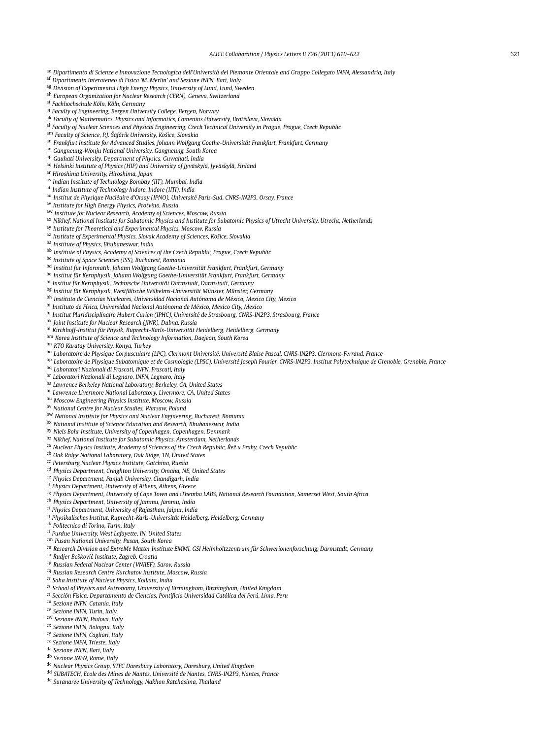[ae] Dipartimento di Scienze e Innovazione Tecnologica dell'Università del Piemonte Orientale and Gruppo Collegato INFN, Alessandria, Italy
[af] Dipartimento Interateneo di Fisica 'M. Merlin' and Sezione INFN, Bari, Italy
[ag] Division of Experimental High Energy Physics, University of Lund, Lund, Sweden
[ah] European Organization for Nuclear Research (CERN), Geneva, Switzerland
[ai] Fachhochschule Köln, Köln, Germany
[aj] Faculty of Engineering, Bergen University College, Bergen, Norway
[ak] Faculty of Mathematics, Physics and Informatics, Comenius University, Bratislava, Slovakia
[al] Faculty of Nuclear Sciences and Physical Engineering, Czech Technical University in Prague, Prague, Czech Republic
[am] Faculty of Science, P.J. Šafárik University, Košice, Slovakia
[an] Frankfurt Institute for Advanced Studies, Johann Wolfgang Goethe-Universität Frankfurt, Frankfurt, Germany
[ao] Gangneung-Wonju National University, Gangneung, South Korea
[ap] Gauhati University, Department of Physics, Guwahati, India
[aq] Helsinki Institute of Physics (HIP) and University of Jyväskylä, Jyväskylä, Finland
[ar] Hiroshima University, Hiroshima, Japan
[as] Indian Institute of Technology Bombay (IIT), Mumbai, India
[at] Indian Institute of Technology Indore, Indore (IITI), India
[au] Institut de Physique Nucléaire d'Orsay (IPNO), Université Paris-Sud, CNRS-IN2P3, Orsay, France
[av] Institute for High Energy Physics, Protvino, Russia
[aw] Institute for Nuclear Research, Academy of Sciences, Moscow, Russia
[ax] Nikhef, National Institute for Subatomic Physics and Institute for Subatomic Physics of Utrecht University, Utrecht, Netherlands
[ay] Institute for Theoretical and Experimental Physics, Moscow, Russia
[az] Institute of Experimental Physics, Slovak Academy of Sciences, Košice, Slovakia
[ba] Institute of Physics, Bhubaneswar, India
[bb] Institute of Physics, Academy of Sciences of the Czech Republic, Prague, Czech Republic
[bc] Institute of Space Sciences (ISS), Bucharest, Romania
[bd] Institut für Informatik, Johann Wolfgang Goethe-Universität Frankfurt, Frankfurt, Germany
[be] Institut für Kernphysik, Johann Wolfgang Goethe-Universität Frankfurt, Frankfurt, Germany
[bf] Institut für Kernphysik, Technische Universität Darmstadt, Darmstadt, Germany
[bg] Institut für Kernphysik, Westfälische Wilhelms-Universität Münster, Münster, Germany
[bh] Instituto de Ciencias Nucleares, Universidad Nacional Autónoma de México, Mexico City, Mexico
[bi] Instituto de Física, Universidad Nacional Autónoma de México, Mexico City, Mexico
[bj] Institut Pluridisciplinaire Hubert Curien (IPHC), Université de Strasbourg, CNRS-IN2P3, Strasbourg, France
[bk] Joint Institute for Nuclear Research (JINR), Dubna, Russia
[bl] Kirchhoff-Institut für Physik, Ruprecht-Karls-Universität Heidelberg, Heidelberg, Germany
[bm] Korea Institute of Science and Technology Information, Daejeon, South Korea
[bn] KTO Karatay University, Konya, Turkey
[bo] Laboratoire de Physique Corpusculaire (LPC), Clermont Université, Université Blaise Pascal, CNRS-IN2P3, Clermont-Ferrand, France
[bp] Laboratoire de Physique Subatomique et de Cosmologie (LPSC), Université Joseph Fourier, CNRS-IN2P3, Institut Polytechnique de Grenoble, Grenoble, France
[bq] Laboratori Nazionali di Frascati, INFN, Frascati, Italy
[br] Laboratori Nazionali di Legnaro, INFN, Legnaro, Italy
[bs] Lawrence Berkeley National Laboratory, Berkeley, CA, United States
[bt] Lawrence Livermore National Laboratory, Livermore, CA, United States
[bu] Moscow Engineering Physics Institute, Moscow, Russia
[bv] National Centre for Nuclear Studies, Warsaw, Poland
[bw] National Institute for Physics and Nuclear Engineering, Bucharest, Romania
[bx] National Institute of Science Education and Research, Bhubaneswar, India
[by] Niels Bohr Institute, University of Copenhagen, Copenhagen, Denmark
[bz] Nikhef, National Institute for Subatomic Physics, Amsterdam, Netherlands
[ca] Nuclear Physics Institute, Academy of Sciences of the Czech Republic, Řež u Prahy, Czech Republic
[cb] Oak Ridge National Laboratory, Oak Ridge, TN, United States
[cc] Petersburg Nuclear Physics Institute, Gatchina, Russia
[cd] Physics Department, Creighton University, Omaha, NE, United States
[ce] Physics Department, Panjab University, Chandigarh, India
[cf] Physics Department, University of Athens, Athens, Greece
[cg] Physics Department, University of Cape Town and iThemba LABS, National Research Foundation, Somerset West, South Africa
[ch] Physics Department, University of Jammu, Jammu, India
[ci] Physics Department, University of Rajasthan, Jaipur, India
[cj] Physikalisches Institut, Ruprecht-Karls-Universität Heidelberg, Heidelberg, Germany
[ck] Politecnico di Torino, Turin, Italy
[cl] Purdue University, West Lafayette, IN, United States
[cm] Pusan National University, Pusan, South Korea
[cn] Research Division and ExtreMe Matter Institute EMMI, GSI Helmholtzzentrum für Schwerionenforschung, Darmstadt, Germany
[co] Rudjer Bošković Institute, Zagreb, Croatia
[cp] Russian Federal Nuclear Center (VNIIEF), Sarov, Russia
[cq] Russian Research Centre Kurchatov Institute, Moscow, Russia
[cr] Saha Institute of Nuclear Physics, Kolkata, India
[cs] School of Physics and Astronomy, University of Birmingham, Birmingham, United Kingdom
[ct] Sección Física, Departamento de Ciencias, Pontificia Universidad Católica del Perú, Lima, Peru
[cu] Sezione INFN, Catania, Italy
[cv] Sezione INFN, Turin, Italy
[cw] Sezione INFN, Padova, Italy
[cx] Sezione INFN, Bologna, Italy
[cy] Sezione INFN, Cagliari, Italy
[cz] Sezione INFN, Trieste, Italy
[da] Sezione INFN, Bari, Italy
[db] Sezione INFN, Rome, Italy
[dc] Nuclear Physics Group, STFC Daresbury Laboratory, Daresbury, United Kingdom
[dd] SUBATECH, Ecole des Mines de Nantes, Université de Nantes, CNRS-IN2P3, Nantes, France
[de] Suranaree University of Technology, Nakhon Ratchasima, Thailand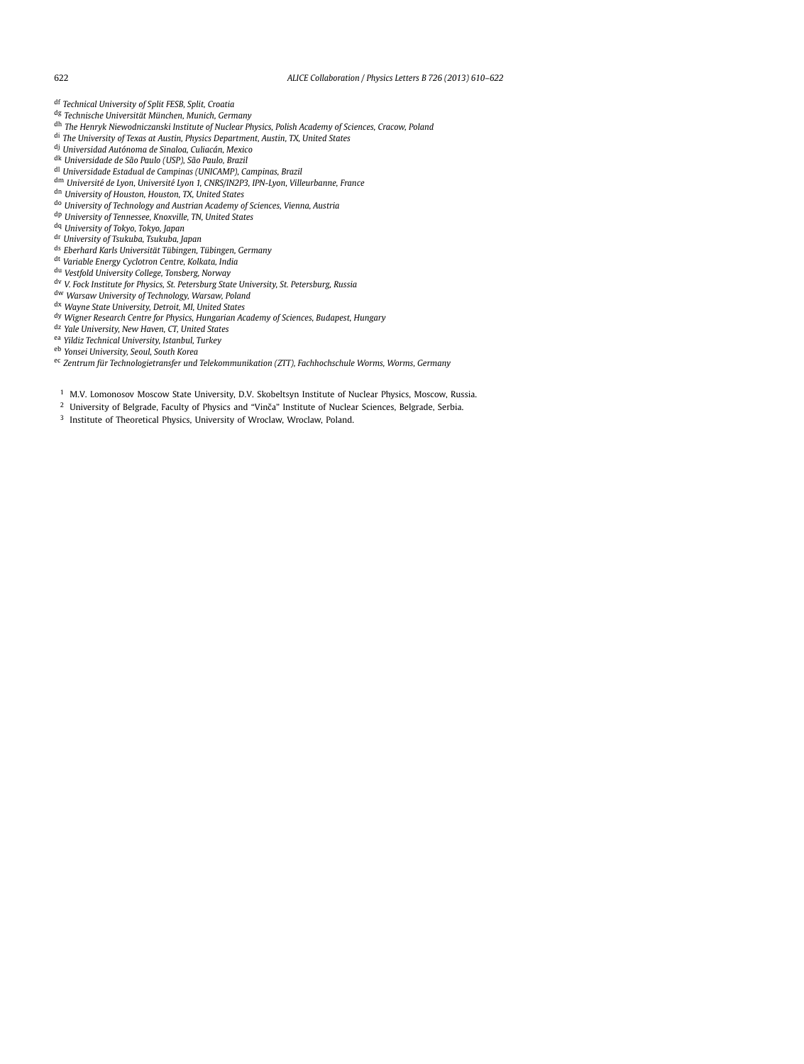[df] *Technical University of Split FESB, Split, Croatia*
[dg] *Technische Universität München, Munich, Germany*
[dh] *The Henryk Niewodniczanski Institute of Nuclear Physics, Polish Academy of Sciences, Cracow, Poland*
[di] *The University of Texas at Austin, Physics Department, Austin, TX, United States*
[dj] *Universidad Autónoma de Sinaloa, Culiacán, Mexico*
[dk] *Universidade de São Paulo (USP), São Paulo, Brazil*
[dl] *Universidade Estadual de Campinas (UNICAMP), Campinas, Brazil*
[dm] *Université de Lyon, Université Lyon 1, CNRS/IN2P3, IPN-Lyon, Villeurbanne, France*
[dn] *University of Houston, Houston, TX, United States*
[do] *University of Technology and Austrian Academy of Sciences, Vienna, Austria*
[dp] *University of Tennessee, Knoxville, TN, United States*
[dq] *University of Tokyo, Tokyo, Japan*
[dr] *University of Tsukuba, Tsukuba, Japan*
[ds] *Eberhard Karls Universität Tübingen, Tübingen, Germany*
[dt] *Variable Energy Cyclotron Centre, Kolkata, India*
[du] *Vestfold University College, Tonsberg, Norway*
[dv] *V. Fock Institute for Physics, St. Petersburg State University, St. Petersburg, Russia*
[dw] *Warsaw University of Technology, Warsaw, Poland*
[dx] *Wayne State University, Detroit, MI, United States*
[dy] *Wigner Research Centre for Physics, Hungarian Academy of Sciences, Budapest, Hungary*
[dz] *Yale University, New Haven, CT, United States*
[ea] *Yildiz Technical University, Istanbul, Turkey*
[eb] *Yonsei University, Seoul, South Korea*
[ec] *Zentrum für Technologietransfer und Telekommunikation (ZTT), Fachhochschule Worms, Worms, Germany*

[1] M.V. Lomonosov Moscow State University, D.V. Skobeltsyn Institute of Nuclear Physics, Moscow, Russia.
[2] University of Belgrade, Faculty of Physics and "Vinča" Institute of Nuclear Sciences, Belgrade, Serbia.
[3] Institute of Theoretical Physics, University of Wroclaw, Wroclaw, Poland.